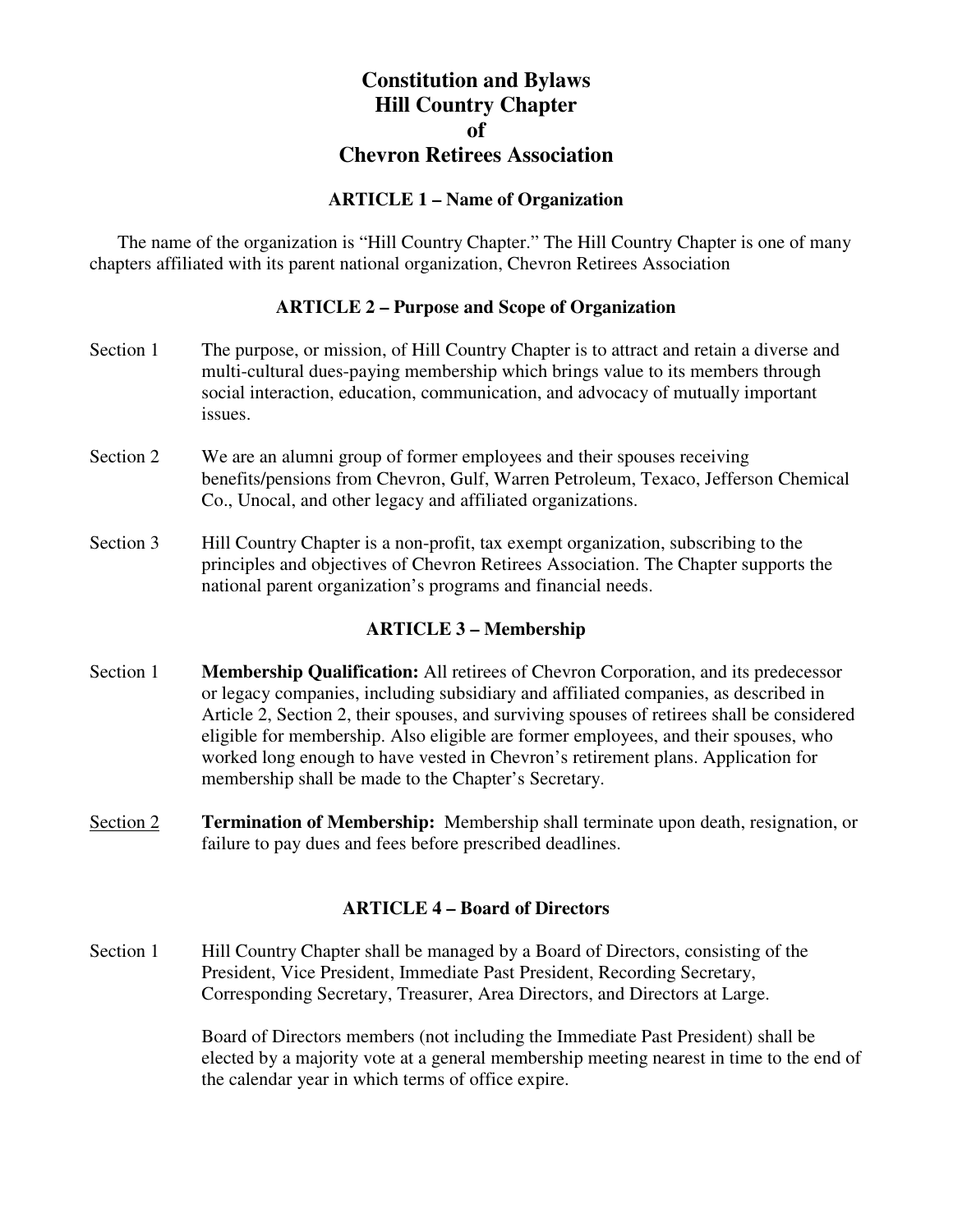# Constitution and Bylaws
# Hill Country Chapter
# of
# Chevron Retirees Association

## ARTICLE 1 – Name of Organization

The name of the organization is "Hill Country Chapter." The Hill Country Chapter is one of many chapters affiliated with its parent national organization, Chevron Retirees Association

## ARTICLE 2 – Purpose and Scope of Organization

Section 1 The purpose, or mission, of Hill Country Chapter is to attract and retain a diverse and multi-cultural dues-paying membership which brings value to its members through social interaction, education, communication, and advocacy of mutually important issues.

Section 2 We are an alumni group of former employees and their spouses receiving benefits/pensions from Chevron, Gulf, Warren Petroleum, Texaco, Jefferson Chemical Co., Unocal, and other legacy and affiliated organizations.

Section 3 Hill Country Chapter is a non-profit, tax exempt organization, subscribing to the principles and objectives of Chevron Retirees Association. The Chapter supports the national parent organization's programs and financial needs.

## ARTICLE 3 – Membership

Section 1 **Membership Qualification:** All retirees of Chevron Corporation, and its predecessor or legacy companies, including subsidiary and affiliated companies, as described in Article 2, Section 2, their spouses, and surviving spouses of retirees shall be considered eligible for membership. Also eligible are former employees, and their spouses, who worked long enough to have vested in Chevron's retirement plans. Application for membership shall be made to the Chapter's Secretary.

<u>Section 2</u> **Termination of Membership:** Membership shall terminate upon death, resignation, or failure to pay dues and fees before prescribed deadlines.

## ARTICLE 4 – Board of Directors

Section 1 Hill Country Chapter shall be managed by a Board of Directors, consisting of the President, Vice President, Immediate Past President, Recording Secretary, Corresponding Secretary, Treasurer, Area Directors, and Directors at Large.

Board of Directors members (not including the Immediate Past President) shall be elected by a majority vote at a general membership meeting nearest in time to the end of the calendar year in which terms of office expire.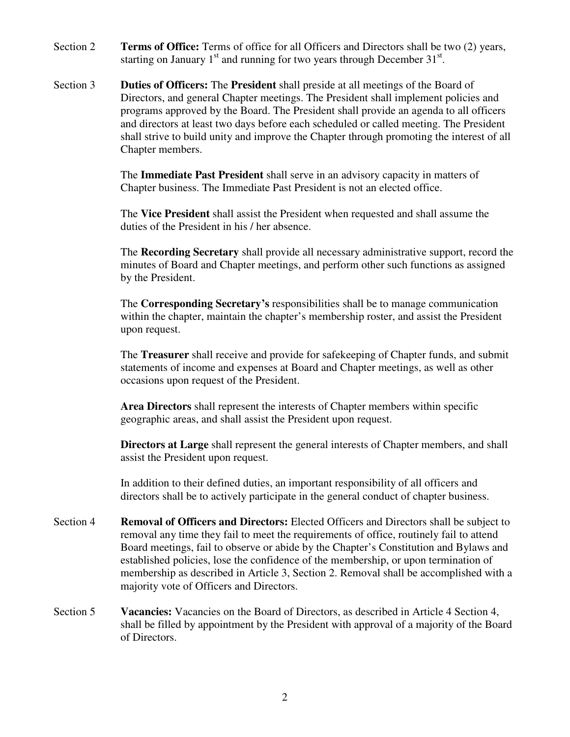Section 2 **Terms of Office:** Terms of office for all Officers and Directors shall be two (2) years, starting on January 1st and running for two years through December 31st.

Section 3 **Duties of Officers:** The **President** shall preside at all meetings of the Board of Directors, and general Chapter meetings. The President shall implement policies and programs approved by the Board. The President shall provide an agenda to all officers and directors at least two days before each scheduled or called meeting. The President shall strive to build unity and improve the Chapter through promoting the interest of all Chapter members.

The **Immediate Past President** shall serve in an advisory capacity in matters of Chapter business. The Immediate Past President is not an elected office.

The **Vice President** shall assist the President when requested and shall assume the duties of the President in his / her absence.

The **Recording Secretary** shall provide all necessary administrative support, record the minutes of Board and Chapter meetings, and perform other such functions as assigned by the President.

The **Corresponding Secretary's** responsibilities shall be to manage communication within the chapter, maintain the chapter's membership roster, and assist the President upon request.

The **Treasurer** shall receive and provide for safekeeping of Chapter funds, and submit statements of income and expenses at Board and Chapter meetings, as well as other occasions upon request of the President.

**Area Directors** shall represent the interests of Chapter members within specific geographic areas, and shall assist the President upon request.

**Directors at Large** shall represent the general interests of Chapter members, and shall assist the President upon request.

In addition to their defined duties, an important responsibility of all officers and directors shall be to actively participate in the general conduct of chapter business.

Section 4 **Removal of Officers and Directors:** Elected Officers and Directors shall be subject to removal any time they fail to meet the requirements of office, routinely fail to attend Board meetings, fail to observe or abide by the Chapter's Constitution and Bylaws and established policies, lose the confidence of the membership, or upon termination of membership as described in Article 3, Section 2. Removal shall be accomplished with a majority vote of Officers and Directors.

Section 5 **Vacancies:** Vacancies on the Board of Directors, as described in Article 4 Section 4, shall be filled by appointment by the President with approval of a majority of the Board of Directors.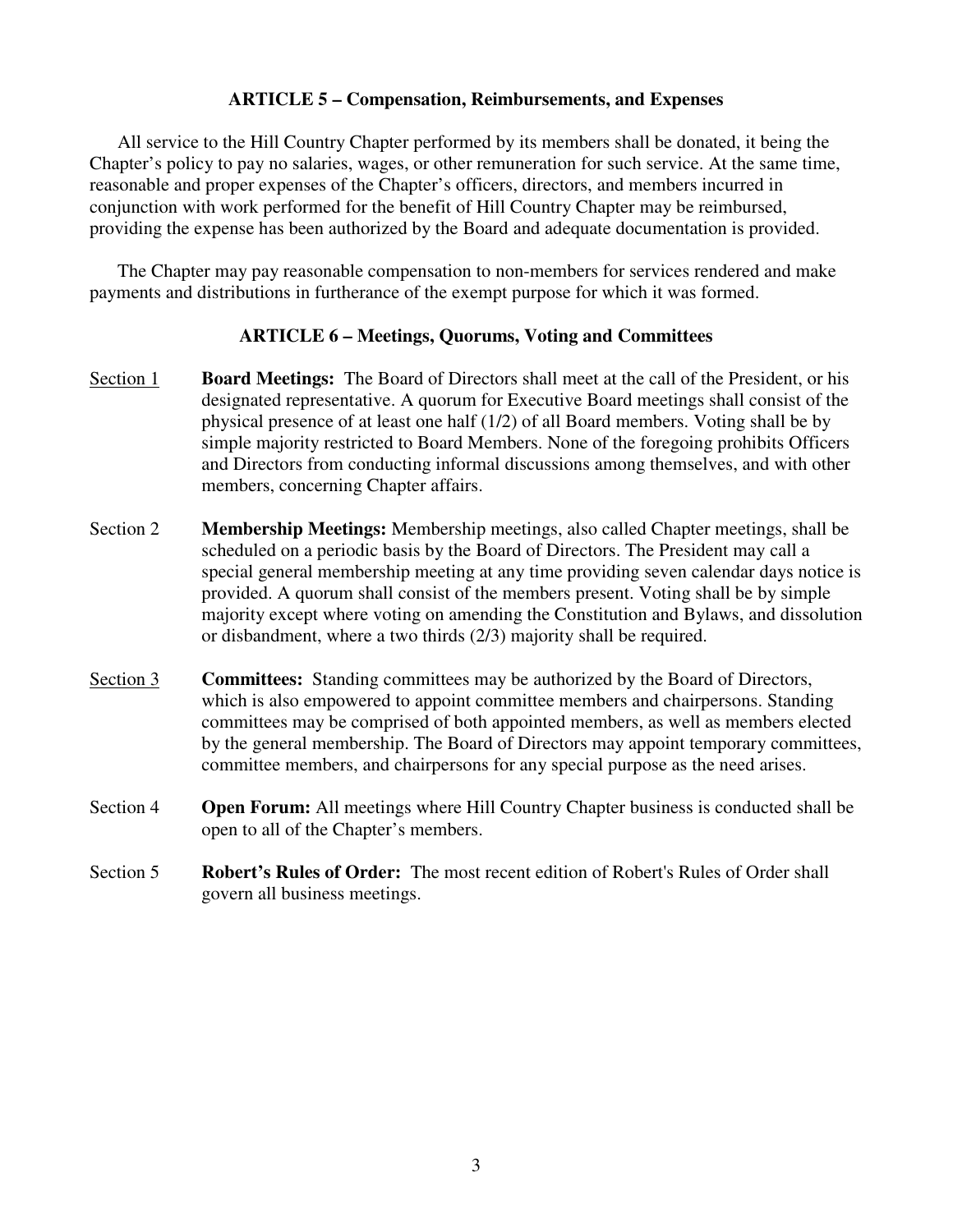## ARTICLE 5 – Compensation, Reimbursements, and Expenses

All service to the Hill Country Chapter performed by its members shall be donated, it being the Chapter's policy to pay no salaries, wages, or other remuneration for such service. At the same time, reasonable and proper expenses of the Chapter's officers, directors, and members incurred in conjunction with work performed for the benefit of Hill Country Chapter may be reimbursed, providing the expense has been authorized by the Board and adequate documentation is provided.

The Chapter may pay reasonable compensation to non-members for services rendered and make payments and distributions in furtherance of the exempt purpose for which it was formed.

## ARTICLE 6 – Meetings, Quorums, Voting and Committees

Section 1 **Board Meetings:** The Board of Directors shall meet at the call of the President, or his designated representative. A quorum for Executive Board meetings shall consist of the physical presence of at least one half (1/2) of all Board members. Voting shall be by simple majority restricted to Board Members. None of the foregoing prohibits Officers and Directors from conducting informal discussions among themselves, and with other members, concerning Chapter affairs.

Section 2 **Membership Meetings:** Membership meetings, also called Chapter meetings, shall be scheduled on a periodic basis by the Board of Directors. The President may call a special general membership meeting at any time providing seven calendar days notice is provided. A quorum shall consist of the members present. Voting shall be by simple majority except where voting on amending the Constitution and Bylaws, and dissolution or disbandment, where a two thirds (2/3) majority shall be required.

Section 3 **Committees:** Standing committees may be authorized by the Board of Directors, which is also empowered to appoint committee members and chairpersons. Standing committees may be comprised of both appointed members, as well as members elected by the general membership. The Board of Directors may appoint temporary committees, committee members, and chairpersons for any special purpose as the need arises.

Section 4 **Open Forum:** All meetings where Hill Country Chapter business is conducted shall be open to all of the Chapter's members.

Section 5 **Robert's Rules of Order:** The most recent edition of Robert's Rules of Order shall govern all business meetings.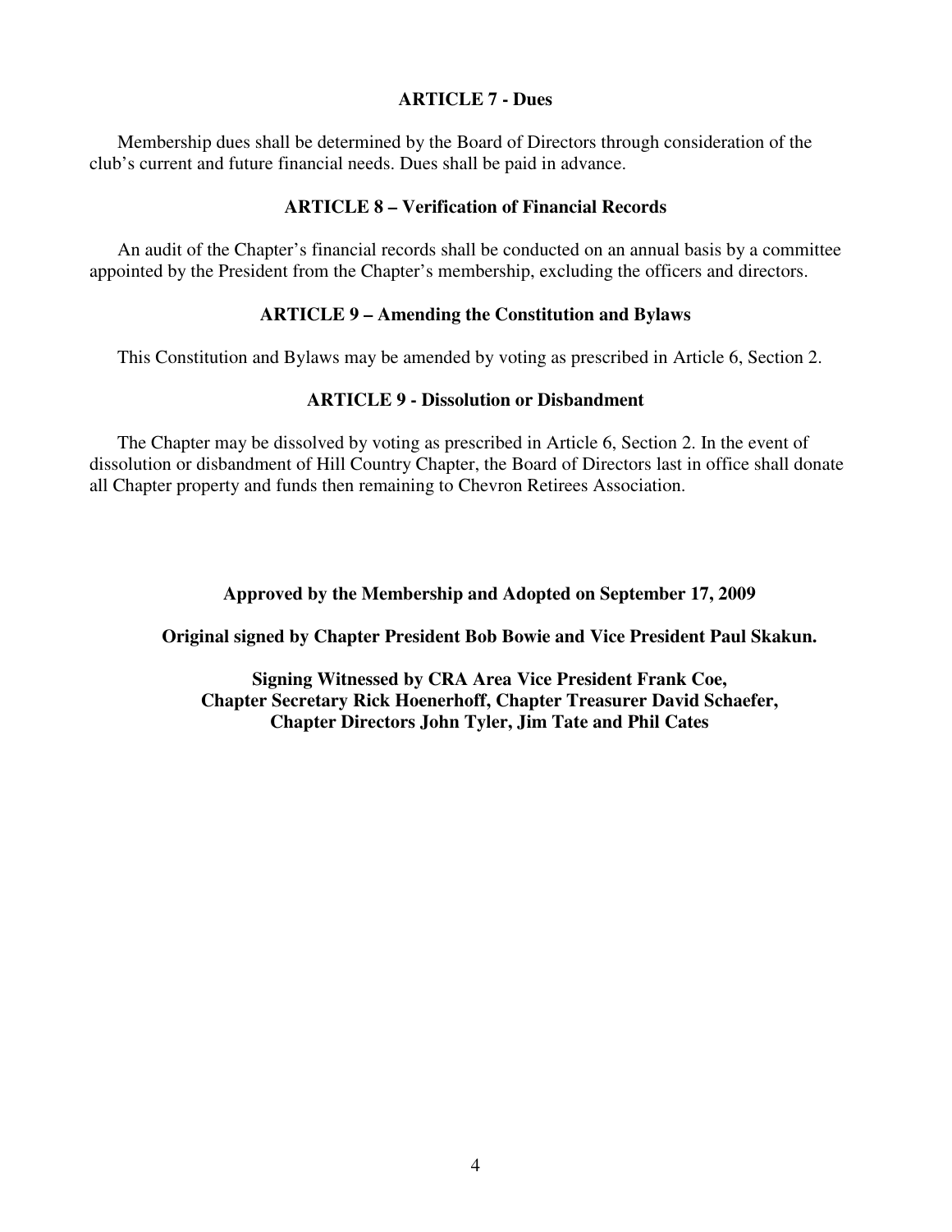### ARTICLE 7 - Dues

Membership dues shall be determined by the Board of Directors through consideration of the club's current and future financial needs. Dues shall be paid in advance.

### ARTICLE 8 – Verification of Financial Records

An audit of the Chapter's financial records shall be conducted on an annual basis by a committee appointed by the President from the Chapter's membership, excluding the officers and directors.

### ARTICLE 9 – Amending the Constitution and Bylaws

This Constitution and Bylaws may be amended by voting as prescribed in Article 6, Section 2.

### ARTICLE 9 - Dissolution or Disbandment

The Chapter may be dissolved by voting as prescribed in Article 6, Section 2. In the event of dissolution or disbandment of Hill Country Chapter, the Board of Directors last in office shall donate all Chapter property and funds then remaining to Chevron Retirees Association.

**Approved by the Membership and Adopted on September 17, 2009**

**Original signed by Chapter President Bob Bowie and Vice President Paul Skakun.**

**Signing Witnessed by CRA Area Vice President Frank Coe,
Chapter Secretary Rick Hoenerhoff, Chapter Treasurer David Schaefer,
Chapter Directors John Tyler, Jim Tate and Phil Cates**